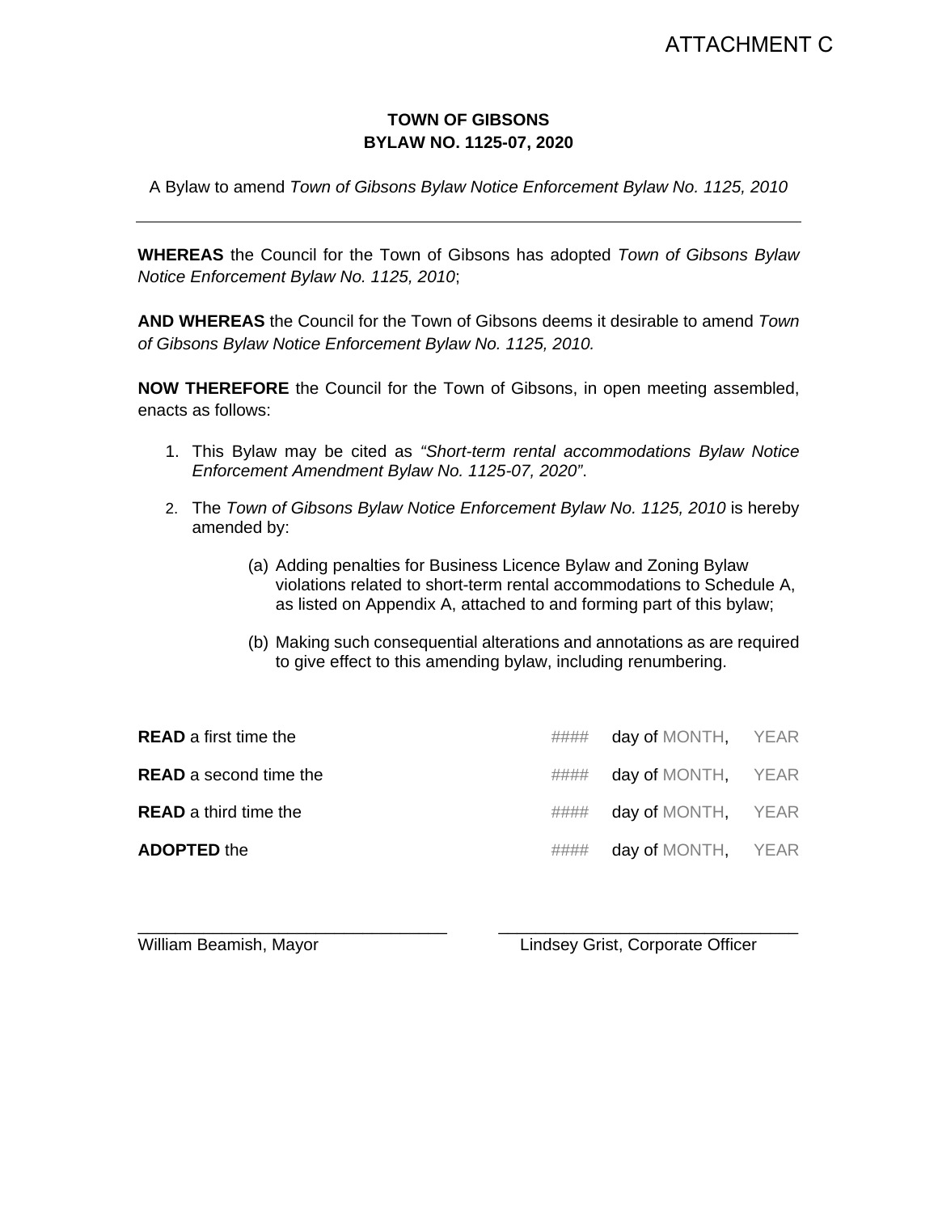ATTACHMENT C

# TOWN OF GIBSONS
# BYLAW NO. 1125-07, 2020

A Bylaw to amend *Town of Gibsons Bylaw Notice Enforcement Bylaw No. 1125, 2010*

---

**WHEREAS** the Council for the Town of Gibsons has adopted *Town of Gibsons Bylaw Notice Enforcement Bylaw No. 1125, 2010*;

**AND WHEREAS** the Council for the Town of Gibsons deems it desirable to amend *Town of Gibsons Bylaw Notice Enforcement Bylaw No. 1125, 2010.*

**NOW THEREFORE** the Council for the Town of Gibsons, in open meeting assembled, enacts as follows:

1. This Bylaw may be cited as *"Short-term rental accommodations Bylaw Notice Enforcement Amendment Bylaw No. 1125-07, 2020"*.

2. The *Town of Gibsons Bylaw Notice Enforcement Bylaw No. 1125, 2010* is hereby amended by:

   (a) Adding penalties for Business Licence Bylaw and Zoning Bylaw violations related to short-term rental accommodations to Schedule A, as listed on Appendix A, attached to and forming part of this bylaw;

   (b) Making such consequential alterations and annotations as are required to give effect to this amending bylaw, including renumbering.

**READ** a first time the #### day of MONTH, YEAR

**READ** a second time the #### day of MONTH, YEAR

**READ** a third time the #### day of MONTH, YEAR

**ADOPTED** the #### day of MONTH, YEAR

\_\_\_\_\_\_\_\_\_\_\_\_\_\_\_\_\_\_\_\_\_\_\_\_\_\_\_\_\_\_
William Beamish, Mayor

\_\_\_\_\_\_\_\_\_\_\_\_\_\_\_\_\_\_\_\_\_\_\_\_\_\_\_\_\_\_
Lindsey Grist, Corporate Officer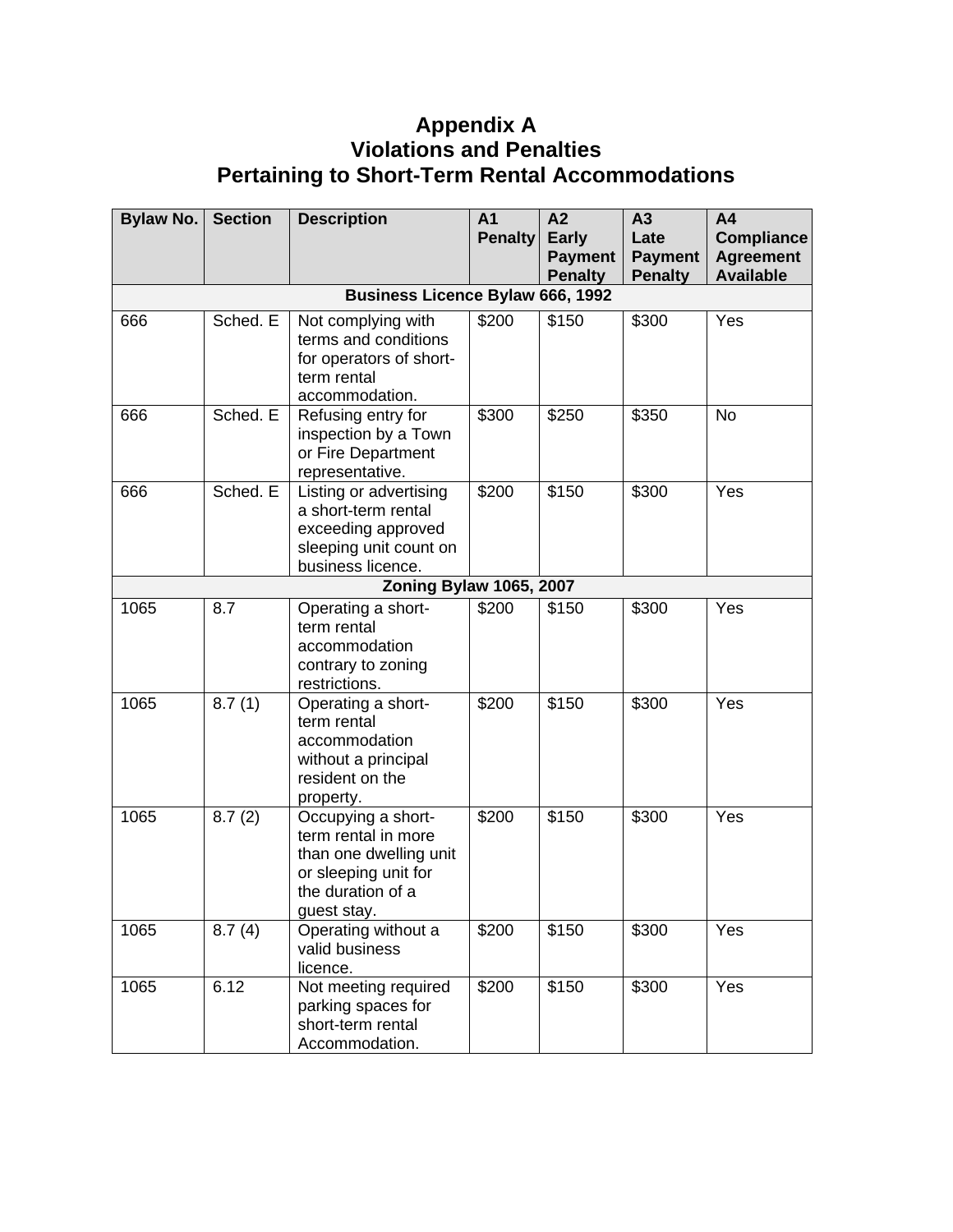# Appendix A
# Violations and Penalties
# Pertaining to Short-Term Rental Accommodations

| Bylaw No. | Section | Description | A1 Penalty | A2 Early Payment Penalty | A3 Late Payment Penalty | A4 Compliance Agreement Available |
|---|---|---|---|---|---|---|
| **Business Licence Bylaw 666, 1992** | | | | | | |
| 666 | Sched. E | Not complying with terms and conditions for operators of short-term rental accommodation. | $200 | $150 | $300 | Yes |
| 666 | Sched. E | Refusing entry for inspection by a Town or Fire Department representative. | $300 | $250 | $350 | No |
| 666 | Sched. E | Listing or advertising a short-term rental exceeding approved sleeping unit count on business licence. | $200 | $150 | $300 | Yes |
| **Zoning Bylaw 1065, 2007** | | | | | | |
| 1065 | 8.7 | Operating a short-term rental accommodation contrary to zoning restrictions. | $200 | $150 | $300 | Yes |
| 1065 | 8.7 (1) | Operating a short-term rental accommodation without a principal resident on the property. | $200 | $150 | $300 | Yes |
| 1065 | 8.7 (2) | Occupying a short-term rental in more than one dwelling unit or sleeping unit for the duration of a guest stay. | $200 | $150 | $300 | Yes |
| 1065 | 8.7 (4) | Operating without a valid business licence. | $200 | $150 | $300 | Yes |
| 1065 | 6.12 | Not meeting required parking spaces for short-term rental Accommodation. | $200 | $150 | $300 | Yes |